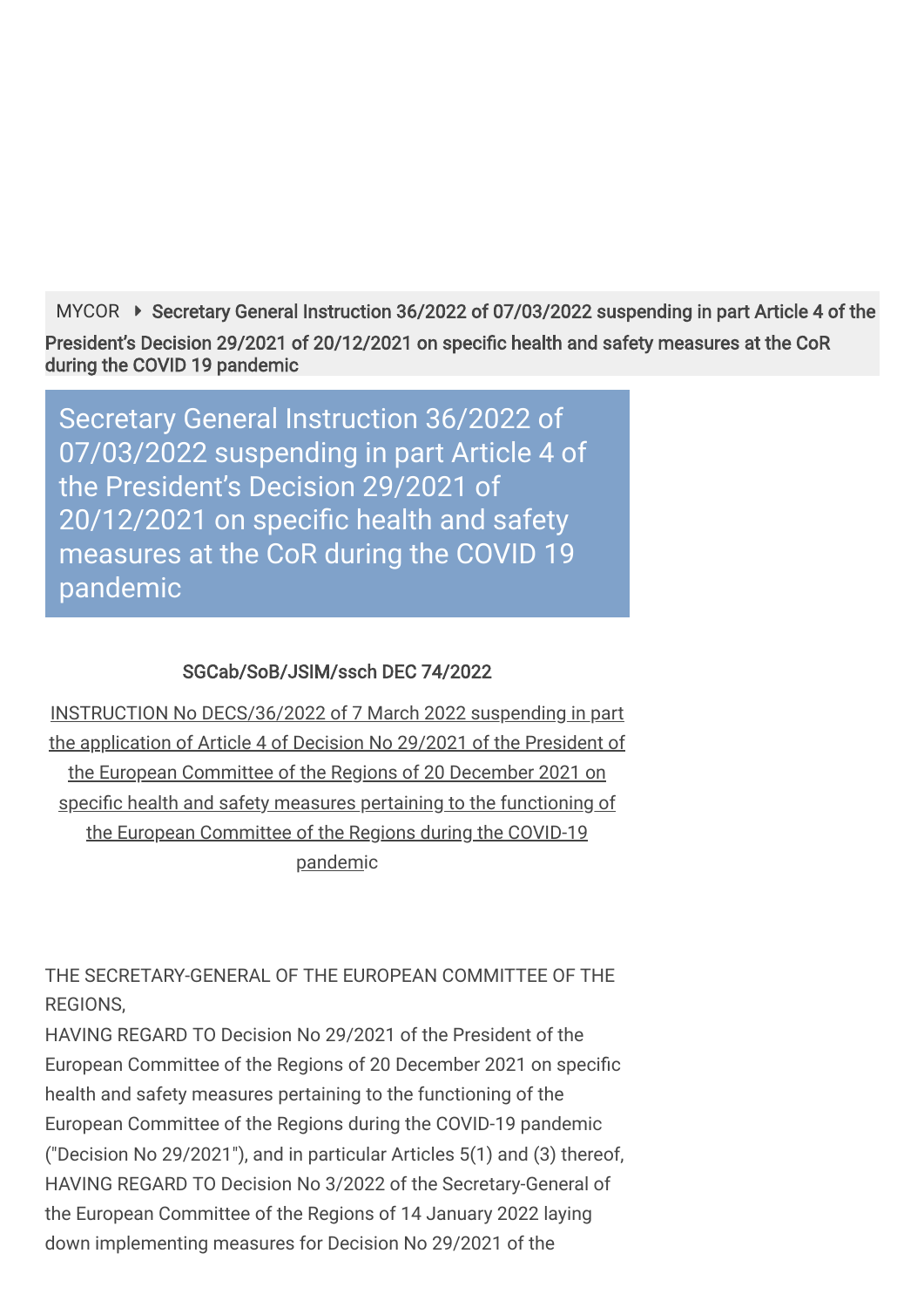MYCOR ▸ Secretary General Instruction 36/2022 of 07/03/2022 suspending in part Article 4 of the President's Decision 29/2021 of 20/12/2021 on specific health and safety measures at the CoR during the COVID 19 pandemic

# Secretary General Instruction 36/2022 of 07/03/2022 suspending in part Article 4 of the President's Decision 29/2021 of 20/12/2021 on specific health and safety measures at the CoR during the COVID 19 pandemic

**SGCab/SoB/JSIM/ssch DEC 74/2022**

INSTRUCTION No DECS/36/2022 of 7 March 2022 suspending in part the application of Article 4 of Decision No 29/2021 of the President of the European Committee of the Regions of 20 December 2021 on specific health and safety measures pertaining to the functioning of the European Committee of the Regions during the COVID-19 pandemic

THE SECRETARY-GENERAL OF THE EUROPEAN COMMITTEE OF THE REGIONS,

HAVING REGARD TO Decision No 29/2021 of the President of the European Committee of the Regions of 20 December 2021 on specific health and safety measures pertaining to the functioning of the European Committee of the Regions during the COVID-19 pandemic ("Decision No 29/2021"), and in particular Articles 5(1) and (3) thereof,

HAVING REGARD TO Decision No 3/2022 of the Secretary-General of the European Committee of the Regions of 14 January 2022 laying down implementing measures for Decision No 29/2021 of the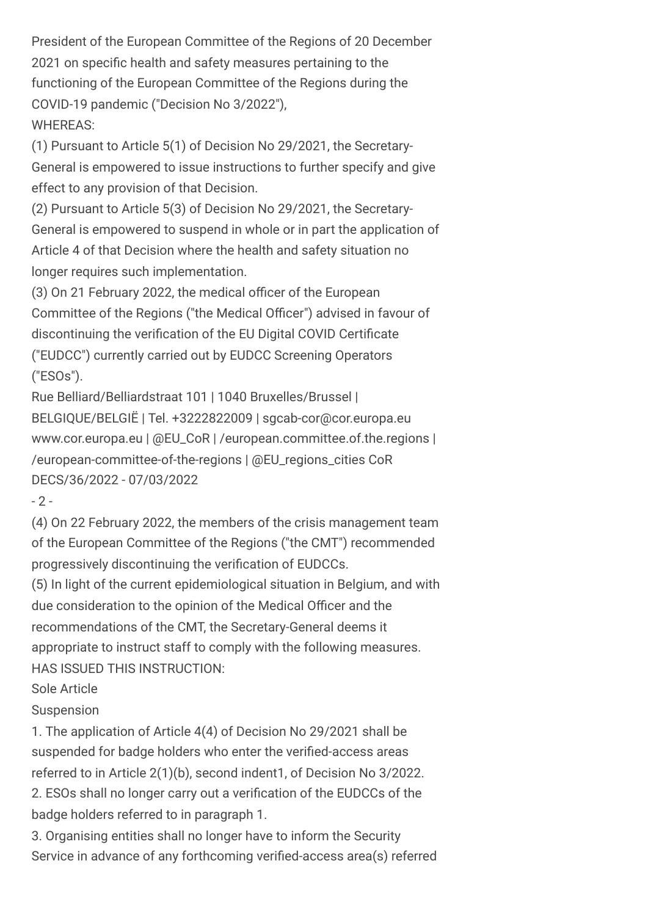President of the European Committee of the Regions of 20 December 2021 on specific health and safety measures pertaining to the functioning of the European Committee of the Regions during the COVID-19 pandemic ("Decision No 3/2022"),

WHEREAS:

(1) Pursuant to Article 5(1) of Decision No 29/2021, the Secretary-General is empowered to issue instructions to further specify and give effect to any provision of that Decision.

(2) Pursuant to Article 5(3) of Decision No 29/2021, the Secretary-General is empowered to suspend in whole or in part the application of Article 4 of that Decision where the health and safety situation no longer requires such implementation.

(3) On 21 February 2022, the medical officer of the European Committee of the Regions ("the Medical Officer") advised in favour of discontinuing the verification of the EU Digital COVID Certificate ("EUDCC") currently carried out by EUDCC Screening Operators ("ESOs").

(4) On 22 February 2022, the members of the crisis management team of the European Committee of the Regions ("the CMT") recommended progressively discontinuing the verification of EUDCCs.

(5) In light of the current epidemiological situation in Belgium, and with due consideration to the opinion of the Medical Officer and the recommendations of the CMT, the Secretary-General deems it appropriate to instruct staff to comply with the following measures.

HAS ISSUED THIS INSTRUCTION:

Sole Article

Suspension

1. The application of Article 4(4) of Decision No 29/2021 shall be suspended for badge holders who enter the verified-access areas referred to in Article 2(1)(b), second indent[1], of Decision No 3/2022.

2. ESOs shall no longer carry out a verification of the EUDCCs of the badge holders referred to in paragraph 1.

3. Organising entities shall no longer have to inform the Security Service in advance of any forthcoming verified-access area(s) referred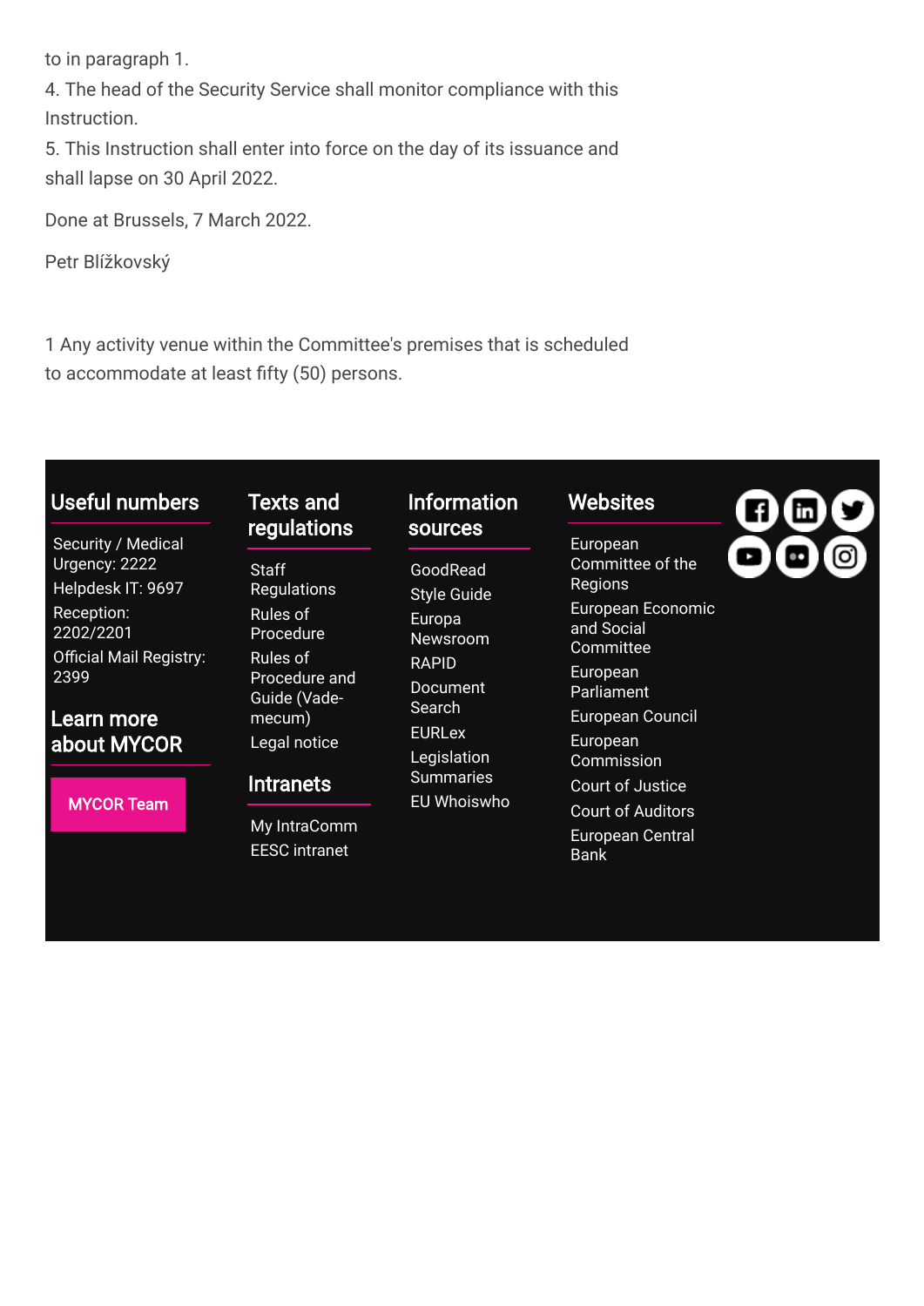to in paragraph 1.

4. The head of the Security Service shall monitor compliance with this Instruction.

5. This Instruction shall enter into force on the day of its issuance and shall lapse on 30 April 2022.

Done at Brussels, 7 March 2022.

Petr Blížkovský

1 Any activity venue within the Committee's premises that is scheduled to accommodate at least fifty (50) persons.

## Useful numbers

Security / Medical Urgency: 2222

Helpdesk IT: 9697

Reception: 2202/2201

Official Mail Registry: 2399

## Learn more about MYCOR

MYCOR Team

## Texts and regulations

Staff Regulations

Rules of Procedure

Rules of Procedure and Guide (Vade-mecum)

Legal notice

## Intranets

My IntraComm

EESC intranet

## Information sources

GoodRead

Style Guide

Europa Newsroom

RAPID

Document Search

EURLex

Legislation Summaries

EU Whoiswho

## Websites

European Committee of the Regions

European Economic and Social Committee

European Parliament

European Council

European Commission

Court of Justice

Court of Auditors

European Central Bank